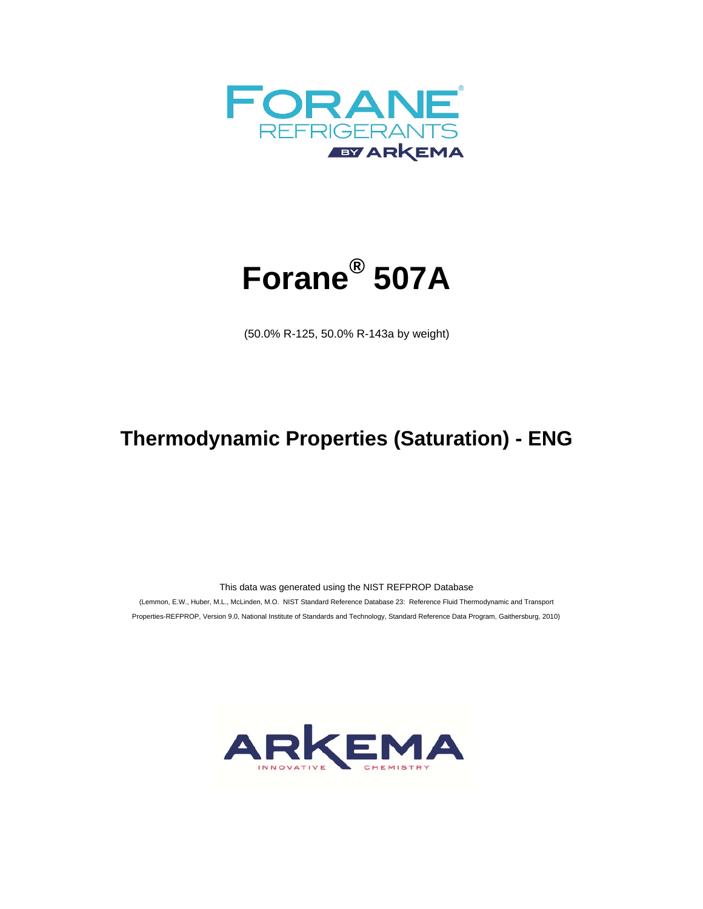FORANE®
REFRIGERANTS
BY ARKEMA

# Forane® 507A

(50.0% R-125, 50.0% R-143a by weight)

## Thermodynamic Properties (Saturation) - ENG

This data was generated using the NIST REFPROP Database

(Lemmon, E.W., Huber, M.L., McLinden, M.O. NIST Standard Reference Database 23: Reference Fluid Thermodynamic and Transport Properties-REFPROP, Version 9.0, National Institute of Standards and Technology, Standard Reference Data Program, Gaithersburg, 2010)

ARKEMA
INNOVATIVE CHEMISTRY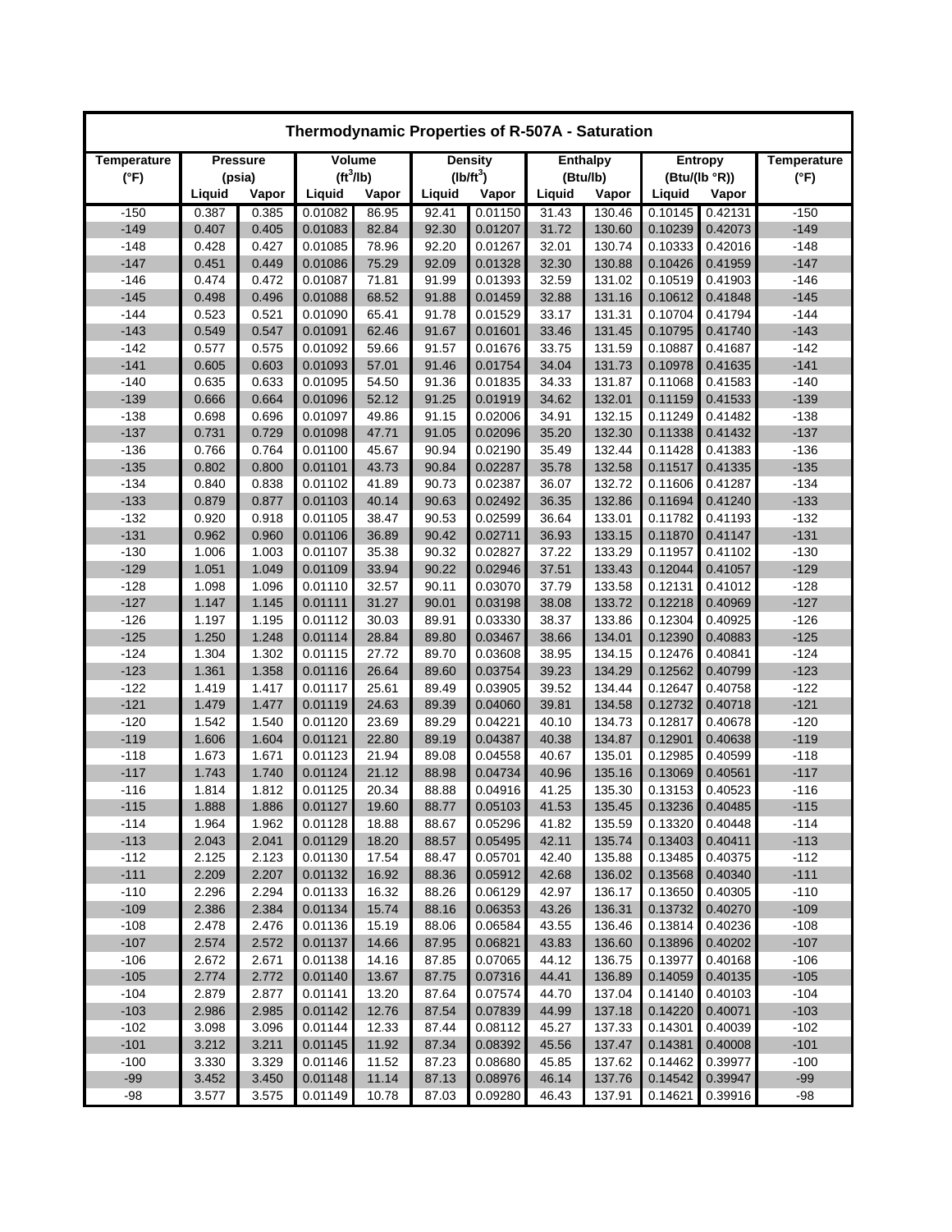**Thermodynamic Properties of R-507A - Saturation**

| Temperature | Pressure | | Volume | | Density | | Enthalpy | | Entropy | | Temperature |
|---|---|---|---|---|---|---|---|---|---|---|---|
| (°F) | (psia) | | ($ft^3$/lb) | | (lb/$ft^3$) | | (Btu/lb) | | (Btu/(lb °R)) | | (°F) |
| | Liquid | Vapor | Liquid | Vapor | Liquid | Vapor | Liquid | Vapor | Liquid | Vapor | |
| -150 | 0.387 | 0.385 | 0.01082 | 86.95 | 92.41 | 0.01150 | 31.43 | 130.46 | 0.10145 | 0.42131 | -150 |
| -149 | 0.407 | 0.405 | 0.01083 | 82.84 | 92.30 | 0.01207 | 31.72 | 130.60 | 0.10239 | 0.42073 | -149 |
| -148 | 0.428 | 0.427 | 0.01085 | 78.96 | 92.20 | 0.01267 | 32.01 | 130.74 | 0.10333 | 0.42016 | -148 |
| -147 | 0.451 | 0.449 | 0.01086 | 75.29 | 92.09 | 0.01328 | 32.30 | 130.88 | 0.10426 | 0.41959 | -147 |
| -146 | 0.474 | 0.472 | 0.01087 | 71.81 | 91.99 | 0.01393 | 32.59 | 131.02 | 0.10519 | 0.41903 | -146 |
| -145 | 0.498 | 0.496 | 0.01088 | 68.52 | 91.88 | 0.01459 | 32.88 | 131.16 | 0.10612 | 0.41848 | -145 |
| -144 | 0.523 | 0.521 | 0.01090 | 65.41 | 91.78 | 0.01529 | 33.17 | 131.31 | 0.10704 | 0.41794 | -144 |
| -143 | 0.549 | 0.547 | 0.01091 | 62.46 | 91.67 | 0.01601 | 33.46 | 131.45 | 0.10795 | 0.41740 | -143 |
| -142 | 0.577 | 0.575 | 0.01092 | 59.66 | 91.57 | 0.01676 | 33.75 | 131.59 | 0.10887 | 0.41687 | -142 |
| -141 | 0.605 | 0.603 | 0.01093 | 57.01 | 91.46 | 0.01754 | 34.04 | 131.73 | 0.10978 | 0.41635 | -141 |
| -140 | 0.635 | 0.633 | 0.01095 | 54.50 | 91.36 | 0.01835 | 34.33 | 131.87 | 0.11068 | 0.41583 | -140 |
| -139 | 0.666 | 0.664 | 0.01096 | 52.12 | 91.25 | 0.01919 | 34.62 | 132.01 | 0.11159 | 0.41533 | -139 |
| -138 | 0.698 | 0.696 | 0.01097 | 49.86 | 91.15 | 0.02006 | 34.91 | 132.15 | 0.11249 | 0.41482 | -138 |
| -137 | 0.731 | 0.729 | 0.01098 | 47.71 | 91.05 | 0.02096 | 35.20 | 132.30 | 0.11338 | 0.41432 | -137 |
| -136 | 0.766 | 0.764 | 0.01100 | 45.67 | 90.94 | 0.02190 | 35.49 | 132.44 | 0.11428 | 0.41383 | -136 |
| -135 | 0.802 | 0.800 | 0.01101 | 43.73 | 90.84 | 0.02287 | 35.78 | 132.58 | 0.11517 | 0.41335 | -135 |
| -134 | 0.840 | 0.838 | 0.01102 | 41.89 | 90.73 | 0.02387 | 36.07 | 132.72 | 0.11606 | 0.41287 | -134 |
| -133 | 0.879 | 0.877 | 0.01103 | 40.14 | 90.63 | 0.02492 | 36.35 | 132.86 | 0.11694 | 0.41240 | -133 |
| -132 | 0.920 | 0.918 | 0.01105 | 38.47 | 90.53 | 0.02599 | 36.64 | 133.01 | 0.11782 | 0.41193 | -132 |
| -131 | 0.962 | 0.960 | 0.01106 | 36.89 | 90.42 | 0.02711 | 36.93 | 133.15 | 0.11870 | 0.41147 | -131 |
| -130 | 1.006 | 1.003 | 0.01107 | 35.38 | 90.32 | 0.02827 | 37.22 | 133.29 | 0.11957 | 0.41102 | -130 |
| -129 | 1.051 | 1.049 | 0.01109 | 33.94 | 90.22 | 0.02946 | 37.51 | 133.43 | 0.12044 | 0.41057 | -129 |
| -128 | 1.098 | 1.096 | 0.01110 | 32.57 | 90.11 | 0.03070 | 37.79 | 133.58 | 0.12131 | 0.41012 | -128 |
| -127 | 1.147 | 1.145 | 0.01111 | 31.27 | 90.01 | 0.03198 | 38.08 | 133.72 | 0.12218 | 0.40969 | -127 |
| -126 | 1.197 | 1.195 | 0.01112 | 30.03 | 89.91 | 0.03330 | 38.37 | 133.86 | 0.12304 | 0.40925 | -126 |
| -125 | 1.250 | 1.248 | 0.01114 | 28.84 | 89.80 | 0.03467 | 38.66 | 134.01 | 0.12390 | 0.40883 | -125 |
| -124 | 1.304 | 1.302 | 0.01115 | 27.72 | 89.70 | 0.03608 | 38.95 | 134.15 | 0.12476 | 0.40841 | -124 |
| -123 | 1.361 | 1.358 | 0.01116 | 26.64 | 89.60 | 0.03754 | 39.23 | 134.29 | 0.12562 | 0.40799 | -123 |
| -122 | 1.419 | 1.417 | 0.01117 | 25.61 | 89.49 | 0.03905 | 39.52 | 134.44 | 0.12647 | 0.40758 | -122 |
| -121 | 1.479 | 1.477 | 0.01119 | 24.63 | 89.39 | 0.04060 | 39.81 | 134.58 | 0.12732 | 0.40718 | -121 |
| -120 | 1.542 | 1.540 | 0.01120 | 23.69 | 89.29 | 0.04221 | 40.10 | 134.73 | 0.12817 | 0.40678 | -120 |
| -119 | 1.606 | 1.604 | 0.01121 | 22.80 | 89.19 | 0.04387 | 40.38 | 134.87 | 0.12901 | 0.40638 | -119 |
| -118 | 1.673 | 1.671 | 0.01123 | 21.94 | 89.08 | 0.04558 | 40.67 | 135.01 | 0.12985 | 0.40599 | -118 |
| -117 | 1.743 | 1.740 | 0.01124 | 21.12 | 88.98 | 0.04734 | 40.96 | 135.16 | 0.13069 | 0.40561 | -117 |
| -116 | 1.814 | 1.812 | 0.01125 | 20.34 | 88.88 | 0.04916 | 41.25 | 135.30 | 0.13153 | 0.40523 | -116 |
| -115 | 1.888 | 1.886 | 0.01127 | 19.60 | 88.77 | 0.05103 | 41.53 | 135.45 | 0.13236 | 0.40485 | -115 |
| -114 | 1.964 | 1.962 | 0.01128 | 18.88 | 88.67 | 0.05296 | 41.82 | 135.59 | 0.13320 | 0.40448 | -114 |
| -113 | 2.043 | 2.041 | 0.01129 | 18.20 | 88.57 | 0.05495 | 42.11 | 135.74 | 0.13403 | 0.40411 | -113 |
| -112 | 2.125 | 2.123 | 0.01130 | 17.54 | 88.47 | 0.05701 | 42.40 | 135.88 | 0.13485 | 0.40375 | -112 |
| -111 | 2.209 | 2.207 | 0.01132 | 16.92 | 88.36 | 0.05912 | 42.68 | 136.02 | 0.13568 | 0.40340 | -111 |
| -110 | 2.296 | 2.294 | 0.01133 | 16.32 | 88.26 | 0.06129 | 42.97 | 136.17 | 0.13650 | 0.40305 | -110 |
| -109 | 2.386 | 2.384 | 0.01134 | 15.74 | 88.16 | 0.06353 | 43.26 | 136.31 | 0.13732 | 0.40270 | -109 |
| -108 | 2.478 | 2.476 | 0.01136 | 15.19 | 88.06 | 0.06584 | 43.55 | 136.46 | 0.13814 | 0.40236 | -108 |
| -107 | 2.574 | 2.572 | 0.01137 | 14.66 | 87.95 | 0.06821 | 43.83 | 136.60 | 0.13896 | 0.40202 | -107 |
| -106 | 2.672 | 2.671 | 0.01138 | 14.16 | 87.85 | 0.07065 | 44.12 | 136.75 | 0.13977 | 0.40168 | -106 |
| -105 | 2.774 | 2.772 | 0.01140 | 13.67 | 87.75 | 0.07316 | 44.41 | 136.89 | 0.14059 | 0.40135 | -105 |
| -104 | 2.879 | 2.877 | 0.01141 | 13.20 | 87.64 | 0.07574 | 44.70 | 137.04 | 0.14140 | 0.40103 | -104 |
| -103 | 2.986 | 2.985 | 0.01142 | 12.76 | 87.54 | 0.07839 | 44.99 | 137.18 | 0.14220 | 0.40071 | -103 |
| -102 | 3.098 | 3.096 | 0.01144 | 12.33 | 87.44 | 0.08112 | 45.27 | 137.33 | 0.14301 | 0.40039 | -102 |
| -101 | 3.212 | 3.211 | 0.01145 | 11.92 | 87.34 | 0.08392 | 45.56 | 137.47 | 0.14381 | 0.40008 | -101 |
| -100 | 3.330 | 3.329 | 0.01146 | 11.52 | 87.23 | 0.08680 | 45.85 | 137.62 | 0.14462 | 0.39977 | -100 |
| -99 | 3.452 | 3.450 | 0.01148 | 11.14 | 87.13 | 0.08976 | 46.14 | 137.76 | 0.14542 | 0.39947 | -99 |
| -98 | 3.577 | 3.575 | 0.01149 | 10.78 | 87.03 | 0.09280 | 46.43 | 137.91 | 0.14621 | 0.39916 | -98 |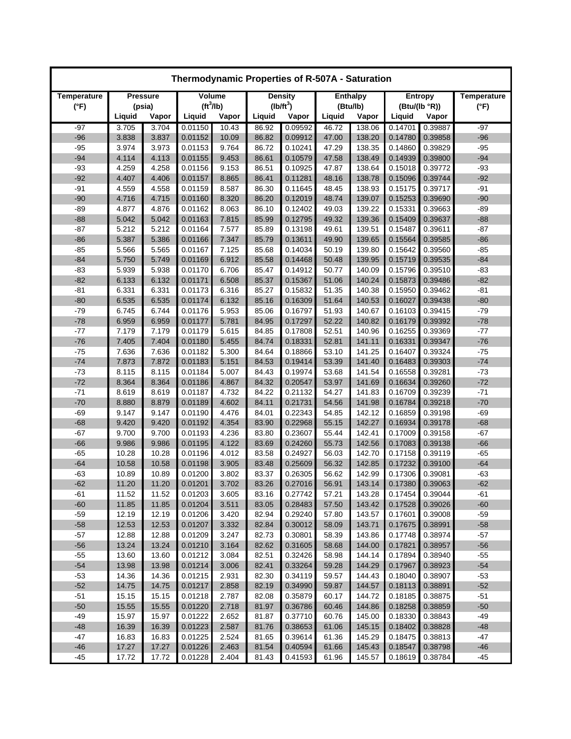# Thermodynamic Properties of R-507A - Saturation

| Temperature (°F) | Pressure (psia) | | Volume ($ft^3/lb$) | | Density ($lb/ft^3$) | | Enthalpy (Btu/lb) | | Entropy (Btu/(lb °R)) | | Temperature (°F) |
|---|---|---|---|---|---|---|---|---|---|---|---|
| | Liquid | Vapor | Liquid | Vapor | Liquid | Vapor | Liquid | Vapor | Liquid | Vapor | |
| -97 | 3.705 | 3.704 | 0.01150 | 10.43 | 86.92 | 0.09592 | 46.72 | 138.06 | 0.14701 | 0.39887 | -97 |
| -96 | 3.838 | 3.837 | 0.01152 | 10.09 | 86.82 | 0.09912 | 47.00 | 138.20 | 0.14780 | 0.39858 | -96 |
| -95 | 3.974 | 3.973 | 0.01153 | 9.764 | 86.72 | 0.10241 | 47.29 | 138.35 | 0.14860 | 0.39829 | -95 |
| -94 | 4.114 | 4.113 | 0.01155 | 9.453 | 86.61 | 0.10579 | 47.58 | 138.49 | 0.14939 | 0.39800 | -94 |
| -93 | 4.259 | 4.258 | 0.01156 | 9.153 | 86.51 | 0.10925 | 47.87 | 138.64 | 0.15018 | 0.39772 | -93 |
| -92 | 4.407 | 4.406 | 0.01157 | 8.865 | 86.41 | 0.11281 | 48.16 | 138.78 | 0.15096 | 0.39744 | -92 |
| -91 | 4.559 | 4.558 | 0.01159 | 8.587 | 86.30 | 0.11645 | 48.45 | 138.93 | 0.15175 | 0.39717 | -91 |
| -90 | 4.716 | 4.715 | 0.01160 | 8.320 | 86.20 | 0.12019 | 48.74 | 139.07 | 0.15253 | 0.39690 | -90 |
| -89 | 4.877 | 4.876 | 0.01162 | 8.063 | 86.10 | 0.12402 | 49.03 | 139.22 | 0.15331 | 0.39663 | -89 |
| -88 | 5.042 | 5.042 | 0.01163 | 7.815 | 85.99 | 0.12795 | 49.32 | 139.36 | 0.15409 | 0.39637 | -88 |
| -87 | 5.212 | 5.212 | 0.01164 | 7.577 | 85.89 | 0.13198 | 49.61 | 139.51 | 0.15487 | 0.39611 | -87 |
| -86 | 5.387 | 5.386 | 0.01166 | 7.347 | 85.79 | 0.13611 | 49.90 | 139.65 | 0.15564 | 0.39585 | -86 |
| -85 | 5.566 | 5.565 | 0.01167 | 7.125 | 85.68 | 0.14034 | 50.19 | 139.80 | 0.15642 | 0.39560 | -85 |
| -84 | 5.750 | 5.749 | 0.01169 | 6.912 | 85.58 | 0.14468 | 50.48 | 139.95 | 0.15719 | 0.39535 | -84 |
| -83 | 5.939 | 5.938 | 0.01170 | 6.706 | 85.47 | 0.14912 | 50.77 | 140.09 | 0.15796 | 0.39510 | -83 |
| -82 | 6.133 | 6.132 | 0.01171 | 6.508 | 85.37 | 0.15367 | 51.06 | 140.24 | 0.15873 | 0.39486 | -82 |
| -81 | 6.331 | 6.331 | 0.01173 | 6.316 | 85.27 | 0.15832 | 51.35 | 140.38 | 0.15950 | 0.39462 | -81 |
| -80 | 6.535 | 6.535 | 0.01174 | 6.132 | 85.16 | 0.16309 | 51.64 | 140.53 | 0.16027 | 0.39438 | -80 |
| -79 | 6.745 | 6.744 | 0.01176 | 5.953 | 85.06 | 0.16797 | 51.93 | 140.67 | 0.16103 | 0.39415 | -79 |
| -78 | 6.959 | 6.959 | 0.01177 | 5.781 | 84.95 | 0.17297 | 52.22 | 140.82 | 0.16179 | 0.39392 | -78 |
| -77 | 7.179 | 7.179 | 0.01179 | 5.615 | 84.85 | 0.17808 | 52.51 | 140.96 | 0.16255 | 0.39369 | -77 |
| -76 | 7.405 | 7.404 | 0.01180 | 5.455 | 84.74 | 0.18331 | 52.81 | 141.11 | 0.16331 | 0.39347 | -76 |
| -75 | 7.636 | 7.636 | 0.01182 | 5.300 | 84.64 | 0.18866 | 53.10 | 141.25 | 0.16407 | 0.39324 | -75 |
| -74 | 7.873 | 7.872 | 0.01183 | 5.151 | 84.53 | 0.19414 | 53.39 | 141.40 | 0.16483 | 0.39303 | -74 |
| -73 | 8.115 | 8.115 | 0.01184 | 5.007 | 84.43 | 0.19974 | 53.68 | 141.54 | 0.16558 | 0.39281 | -73 |
| -72 | 8.364 | 8.364 | 0.01186 | 4.867 | 84.32 | 0.20547 | 53.97 | 141.69 | 0.16634 | 0.39260 | -72 |
| -71 | 8.619 | 8.619 | 0.01187 | 4.732 | 84.22 | 0.21132 | 54.27 | 141.83 | 0.16709 | 0.39239 | -71 |
| -70 | 8.880 | 8.879 | 0.01189 | 4.602 | 84.11 | 0.21731 | 54.56 | 141.98 | 0.16784 | 0.39218 | -70 |
| -69 | 9.147 | 9.147 | 0.01190 | 4.476 | 84.01 | 0.22343 | 54.85 | 142.12 | 0.16859 | 0.39198 | -69 |
| -68 | 9.420 | 9.420 | 0.01192 | 4.354 | 83.90 | 0.22968 | 55.15 | 142.27 | 0.16934 | 0.39178 | -68 |
| -67 | 9.700 | 9.700 | 0.01193 | 4.236 | 83.80 | 0.23607 | 55.44 | 142.41 | 0.17009 | 0.39158 | -67 |
| -66 | 9.986 | 9.986 | 0.01195 | 4.122 | 83.69 | 0.24260 | 55.73 | 142.56 | 0.17083 | 0.39138 | -66 |
| -65 | 10.28 | 10.28 | 0.01196 | 4.012 | 83.58 | 0.24927 | 56.03 | 142.70 | 0.17158 | 0.39119 | -65 |
| -64 | 10.58 | 10.58 | 0.01198 | 3.905 | 83.48 | 0.25609 | 56.32 | 142.85 | 0.17232 | 0.39100 | -64 |
| -63 | 10.89 | 10.89 | 0.01200 | 3.802 | 83.37 | 0.26305 | 56.62 | 142.99 | 0.17306 | 0.39081 | -63 |
| -62 | 11.20 | 11.20 | 0.01201 | 3.702 | 83.26 | 0.27016 | 56.91 | 143.14 | 0.17380 | 0.39063 | -62 |
| -61 | 11.52 | 11.52 | 0.01203 | 3.605 | 83.16 | 0.27742 | 57.21 | 143.28 | 0.17454 | 0.39044 | -61 |
| -60 | 11.85 | 11.85 | 0.01204 | 3.511 | 83.05 | 0.28483 | 57.50 | 143.42 | 0.17528 | 0.39026 | -60 |
| -59 | 12.19 | 12.19 | 0.01206 | 3.420 | 82.94 | 0.29240 | 57.80 | 143.57 | 0.17601 | 0.39008 | -59 |
| -58 | 12.53 | 12.53 | 0.01207 | 3.332 | 82.84 | 0.30012 | 58.09 | 143.71 | 0.17675 | 0.38991 | -58 |
| -57 | 12.88 | 12.88 | 0.01209 | 3.247 | 82.73 | 0.30801 | 58.39 | 143.86 | 0.17748 | 0.38974 | -57 |
| -56 | 13.24 | 13.24 | 0.01210 | 3.164 | 82.62 | 0.31605 | 58.68 | 144.00 | 0.17821 | 0.38957 | -56 |
| -55 | 13.60 | 13.60 | 0.01212 | 3.084 | 82.51 | 0.32426 | 58.98 | 144.14 | 0.17894 | 0.38940 | -55 |
| -54 | 13.98 | 13.98 | 0.01214 | 3.006 | 82.41 | 0.33264 | 59.28 | 144.29 | 0.17967 | 0.38923 | -54 |
| -53 | 14.36 | 14.36 | 0.01215 | 2.931 | 82.30 | 0.34119 | 59.57 | 144.43 | 0.18040 | 0.38907 | -53 |
| -52 | 14.75 | 14.75 | 0.01217 | 2.858 | 82.19 | 0.34990 | 59.87 | 144.57 | 0.18113 | 0.38891 | -52 |
| -51 | 15.15 | 15.15 | 0.01218 | 2.787 | 82.08 | 0.35879 | 60.17 | 144.72 | 0.18185 | 0.38875 | -51 |
| -50 | 15.55 | 15.55 | 0.01220 | 2.718 | 81.97 | 0.36786 | 60.46 | 144.86 | 0.18258 | 0.38859 | -50 |
| -49 | 15.97 | 15.97 | 0.01222 | 2.652 | 81.87 | 0.37710 | 60.76 | 145.00 | 0.18330 | 0.38843 | -49 |
| -48 | 16.39 | 16.39 | 0.01223 | 2.587 | 81.76 | 0.38653 | 61.06 | 145.15 | 0.18402 | 0.38828 | -48 |
| -47 | 16.83 | 16.83 | 0.01225 | 2.524 | 81.65 | 0.39614 | 61.36 | 145.29 | 0.18475 | 0.38813 | -47 |
| -46 | 17.27 | 17.27 | 0.01226 | 2.463 | 81.54 | 0.40594 | 61.66 | 145.43 | 0.18547 | 0.38798 | -46 |
| -45 | 17.72 | 17.72 | 0.01228 | 2.404 | 81.43 | 0.41593 | 61.96 | 145.57 | 0.18619 | 0.38784 | -45 |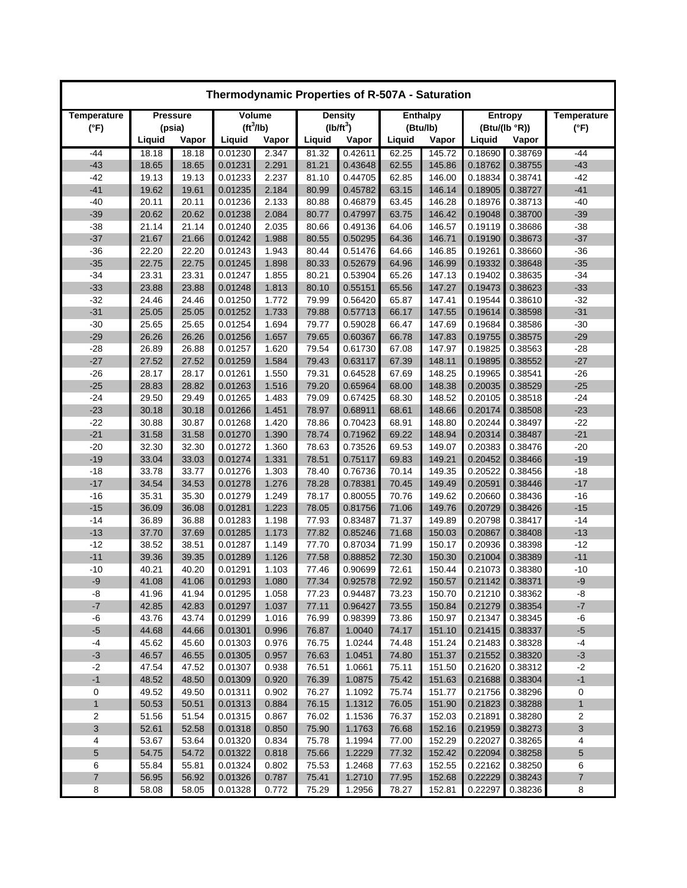| Thermodynamic Properties of R-507A - Saturation | | | | | | | | | | | | |
|---|---|---|---|---|---|---|---|---|---|---|---|---|
| Temperature (°F) | Pressure (psia) | | Volume ($ft^3$/lb) | | Density ($lb/ft^3$) | | Enthalpy (Btu/lb) | | Entropy (Btu/(lb °R)) | | Temperature (°F) |
| | Liquid | Vapor | Liquid | Vapor | Liquid | Vapor | Liquid | Vapor | Liquid | Vapor | |
| -44 | 18.18 | 18.18 | 0.01230 | 2.347 | 81.32 | 0.42611 | 62.25 | 145.72 | 0.18690 | 0.38769 | -44 |
| -43 | 18.65 | 18.65 | 0.01231 | 2.291 | 81.21 | 0.43648 | 62.55 | 145.86 | 0.18762 | 0.38755 | -43 |
| -42 | 19.13 | 19.13 | 0.01233 | 2.237 | 81.10 | 0.44705 | 62.85 | 146.00 | 0.18834 | 0.38741 | -42 |
| -41 | 19.62 | 19.61 | 0.01235 | 2.184 | 80.99 | 0.45782 | 63.15 | 146.14 | 0.18905 | 0.38727 | -41 |
| -40 | 20.11 | 20.11 | 0.01236 | 2.133 | 80.88 | 0.46879 | 63.45 | 146.28 | 0.18976 | 0.38713 | -40 |
| -39 | 20.62 | 20.62 | 0.01238 | 2.084 | 80.77 | 0.47997 | 63.75 | 146.42 | 0.19048 | 0.38700 | -39 |
| -38 | 21.14 | 21.14 | 0.01240 | 2.035 | 80.66 | 0.49136 | 64.06 | 146.57 | 0.19119 | 0.38686 | -38 |
| -37 | 21.67 | 21.66 | 0.01242 | 1.988 | 80.55 | 0.50295 | 64.36 | 146.71 | 0.19190 | 0.38673 | -37 |
| -36 | 22.20 | 22.20 | 0.01243 | 1.943 | 80.44 | 0.51476 | 64.66 | 146.85 | 0.19261 | 0.38660 | -36 |
| -35 | 22.75 | 22.75 | 0.01245 | 1.898 | 80.33 | 0.52679 | 64.96 | 146.99 | 0.19332 | 0.38648 | -35 |
| -34 | 23.31 | 23.31 | 0.01247 | 1.855 | 80.21 | 0.53904 | 65.26 | 147.13 | 0.19402 | 0.38635 | -34 |
| -33 | 23.88 | 23.88 | 0.01248 | 1.813 | 80.10 | 0.55151 | 65.56 | 147.27 | 0.19473 | 0.38623 | -33 |
| -32 | 24.46 | 24.46 | 0.01250 | 1.772 | 79.99 | 0.56420 | 65.87 | 147.41 | 0.19544 | 0.38610 | -32 |
| -31 | 25.05 | 25.05 | 0.01252 | 1.733 | 79.88 | 0.57713 | 66.17 | 147.55 | 0.19614 | 0.38598 | -31 |
| -30 | 25.65 | 25.65 | 0.01254 | 1.694 | 79.77 | 0.59028 | 66.47 | 147.69 | 0.19684 | 0.38586 | -30 |
| -29 | 26.26 | 26.26 | 0.01256 | 1.657 | 79.65 | 0.60367 | 66.78 | 147.83 | 0.19755 | 0.38575 | -29 |
| -28 | 26.89 | 26.88 | 0.01257 | 1.620 | 79.54 | 0.61730 | 67.08 | 147.97 | 0.19825 | 0.38563 | -28 |
| -27 | 27.52 | 27.52 | 0.01259 | 1.584 | 79.43 | 0.63117 | 67.39 | 148.11 | 0.19895 | 0.38552 | -27 |
| -26 | 28.17 | 28.17 | 0.01261 | 1.550 | 79.31 | 0.64528 | 67.69 | 148.25 | 0.19965 | 0.38541 | -26 |
| -25 | 28.83 | 28.82 | 0.01263 | 1.516 | 79.20 | 0.65964 | 68.00 | 148.38 | 0.20035 | 0.38529 | -25 |
| -24 | 29.50 | 29.49 | 0.01265 | 1.483 | 79.09 | 0.67425 | 68.30 | 148.52 | 0.20105 | 0.38518 | -24 |
| -23 | 30.18 | 30.18 | 0.01266 | 1.451 | 78.97 | 0.68911 | 68.61 | 148.66 | 0.20174 | 0.38508 | -23 |
| -22 | 30.88 | 30.87 | 0.01268 | 1.420 | 78.86 | 0.70423 | 68.91 | 148.80 | 0.20244 | 0.38497 | -22 |
| -21 | 31.58 | 31.58 | 0.01270 | 1.390 | 78.74 | 0.71962 | 69.22 | 148.94 | 0.20314 | 0.38487 | -21 |
| -20 | 32.30 | 32.30 | 0.01272 | 1.360 | 78.63 | 0.73526 | 69.53 | 149.07 | 0.20383 | 0.38476 | -20 |
| -19 | 33.04 | 33.03 | 0.01274 | 1.331 | 78.51 | 0.75117 | 69.83 | 149.21 | 0.20452 | 0.38466 | -19 |
| -18 | 33.78 | 33.77 | 0.01276 | 1.303 | 78.40 | 0.76736 | 70.14 | 149.35 | 0.20522 | 0.38456 | -18 |
| -17 | 34.54 | 34.53 | 0.01278 | 1.276 | 78.28 | 0.78381 | 70.45 | 149.49 | 0.20591 | 0.38446 | -17 |
| -16 | 35.31 | 35.30 | 0.01279 | 1.249 | 78.17 | 0.80055 | 70.76 | 149.62 | 0.20660 | 0.38436 | -16 |
| -15 | 36.09 | 36.08 | 0.01281 | 1.223 | 78.05 | 0.81756 | 71.06 | 149.76 | 0.20729 | 0.38426 | -15 |
| -14 | 36.89 | 36.88 | 0.01283 | 1.198 | 77.93 | 0.83487 | 71.37 | 149.89 | 0.20798 | 0.38417 | -14 |
| -13 | 37.70 | 37.69 | 0.01285 | 1.173 | 77.82 | 0.85246 | 71.68 | 150.03 | 0.20867 | 0.38408 | -13 |
| -12 | 38.52 | 38.51 | 0.01287 | 1.149 | 77.70 | 0.87034 | 71.99 | 150.17 | 0.20936 | 0.38398 | -12 |
| -11 | 39.36 | 39.35 | 0.01289 | 1.126 | 77.58 | 0.88852 | 72.30 | 150.30 | 0.21004 | 0.38389 | -11 |
| -10 | 40.21 | 40.20 | 0.01291 | 1.103 | 77.46 | 0.90699 | 72.61 | 150.44 | 0.21073 | 0.38380 | -10 |
| -9 | 41.08 | 41.06 | 0.01293 | 1.080 | 77.34 | 0.92578 | 72.92 | 150.57 | 0.21142 | 0.38371 | -9 |
| -8 | 41.96 | 41.94 | 0.01295 | 1.058 | 77.23 | 0.94487 | 73.23 | 150.70 | 0.21210 | 0.38362 | -8 |
| -7 | 42.85 | 42.83 | 0.01297 | 1.037 | 77.11 | 0.96427 | 73.55 | 150.84 | 0.21279 | 0.38354 | -7 |
| -6 | 43.76 | 43.74 | 0.01299 | 1.016 | 76.99 | 0.98399 | 73.86 | 150.97 | 0.21347 | 0.38345 | -6 |
| -5 | 44.68 | 44.66 | 0.01301 | 0.996 | 76.87 | 1.0040 | 74.17 | 151.10 | 0.21415 | 0.38337 | -5 |
| -4 | 45.62 | 45.60 | 0.01303 | 0.976 | 76.75 | 1.0244 | 74.48 | 151.24 | 0.21483 | 0.38328 | -4 |
| -3 | 46.57 | 46.55 | 0.01305 | 0.957 | 76.63 | 1.0451 | 74.80 | 151.37 | 0.21552 | 0.38320 | -3 |
| -2 | 47.54 | 47.52 | 0.01307 | 0.938 | 76.51 | 1.0661 | 75.11 | 151.50 | 0.21620 | 0.38312 | -2 |
| -1 | 48.52 | 48.50 | 0.01309 | 0.920 | 76.39 | 1.0875 | 75.42 | 151.63 | 0.21688 | 0.38304 | -1 |
| 0 | 49.52 | 49.50 | 0.01311 | 0.902 | 76.27 | 1.1092 | 75.74 | 151.77 | 0.21756 | 0.38296 | 0 |
| 1 | 50.53 | 50.51 | 0.01313 | 0.884 | 76.15 | 1.1312 | 76.05 | 151.90 | 0.21823 | 0.38288 | 1 |
| 2 | 51.56 | 51.54 | 0.01315 | 0.867 | 76.02 | 1.1536 | 76.37 | 152.03 | 0.21891 | 0.38280 | 2 |
| 3 | 52.61 | 52.58 | 0.01318 | 0.850 | 75.90 | 1.1763 | 76.68 | 152.16 | 0.21959 | 0.38273 | 3 |
| 4 | 53.67 | 53.64 | 0.01320 | 0.834 | 75.78 | 1.1994 | 77.00 | 152.29 | 0.22027 | 0.38265 | 4 |
| 5 | 54.75 | 54.72 | 0.01322 | 0.818 | 75.66 | 1.2229 | 77.32 | 152.42 | 0.22094 | 0.38258 | 5 |
| 6 | 55.84 | 55.81 | 0.01324 | 0.802 | 75.53 | 1.2468 | 77.63 | 152.55 | 0.22162 | 0.38250 | 6 |
| 7 | 56.95 | 56.92 | 0.01326 | 0.787 | 75.41 | 1.2710 | 77.95 | 152.68 | 0.22229 | 0.38243 | 7 |
| 8 | 58.08 | 58.05 | 0.01328 | 0.772 | 75.29 | 1.2956 | 78.27 | 152.81 | 0.22297 | 0.38236 | 8 |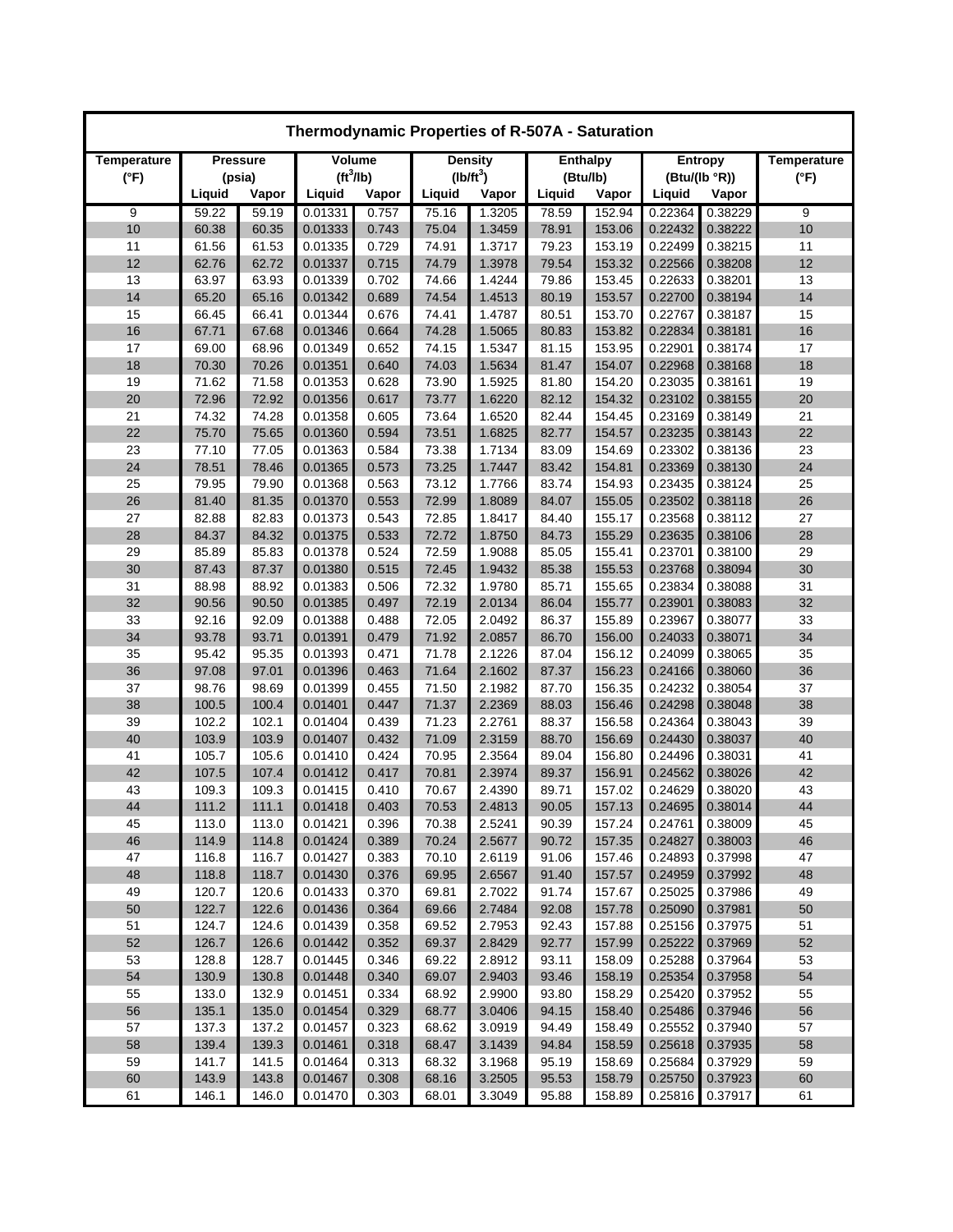| Thermodynamic Properties of R-507A - Saturation | | | | | | | | | | | |
|---|---|---|---|---|---|---|---|---|---|---|---|
| Temperature (°F) | Pressure (psia) | | Volume ($ft^3$/lb) | | Density ($lb/ft^3$) | | Enthalpy (Btu/lb) | | Entropy (Btu/(lb °R)) | | Temperature (°F) |
| | Liquid | Vapor | Liquid | Vapor | Liquid | Vapor | Liquid | Vapor | Liquid | Vapor | |
| 9 | 59.22 | 59.19 | 0.01331 | 0.757 | 75.16 | 1.3205 | 78.59 | 152.94 | 0.22364 | 0.38229 | 9 |
| 10 | 60.38 | 60.35 | 0.01333 | 0.743 | 75.04 | 1.3459 | 78.91 | 153.06 | 0.22432 | 0.38222 | 10 |
| 11 | 61.56 | 61.53 | 0.01335 | 0.729 | 74.91 | 1.3717 | 79.23 | 153.19 | 0.22499 | 0.38215 | 11 |
| 12 | 62.76 | 62.72 | 0.01337 | 0.715 | 74.79 | 1.3978 | 79.54 | 153.32 | 0.22566 | 0.38208 | 12 |
| 13 | 63.97 | 63.93 | 0.01339 | 0.702 | 74.66 | 1.4244 | 79.86 | 153.45 | 0.22633 | 0.38201 | 13 |
| 14 | 65.20 | 65.16 | 0.01342 | 0.689 | 74.54 | 1.4513 | 80.19 | 153.57 | 0.22700 | 0.38194 | 14 |
| 15 | 66.45 | 66.41 | 0.01344 | 0.676 | 74.41 | 1.4787 | 80.51 | 153.70 | 0.22767 | 0.38187 | 15 |
| 16 | 67.71 | 67.68 | 0.01346 | 0.664 | 74.28 | 1.5065 | 80.83 | 153.82 | 0.22834 | 0.38181 | 16 |
| 17 | 69.00 | 68.96 | 0.01349 | 0.652 | 74.15 | 1.5347 | 81.15 | 153.95 | 0.22901 | 0.38174 | 17 |
| 18 | 70.30 | 70.26 | 0.01351 | 0.640 | 74.03 | 1.5634 | 81.47 | 154.07 | 0.22968 | 0.38168 | 18 |
| 19 | 71.62 | 71.58 | 0.01353 | 0.628 | 73.90 | 1.5925 | 81.80 | 154.20 | 0.23035 | 0.38161 | 19 |
| 20 | 72.96 | 72.92 | 0.01356 | 0.617 | 73.77 | 1.6220 | 82.12 | 154.32 | 0.23102 | 0.38155 | 20 |
| 21 | 74.32 | 74.28 | 0.01358 | 0.605 | 73.64 | 1.6520 | 82.44 | 154.45 | 0.23169 | 0.38149 | 21 |
| 22 | 75.70 | 75.65 | 0.01360 | 0.594 | 73.51 | 1.6825 | 82.77 | 154.57 | 0.23235 | 0.38143 | 22 |
| 23 | 77.10 | 77.05 | 0.01363 | 0.584 | 73.38 | 1.7134 | 83.09 | 154.69 | 0.23302 | 0.38136 | 23 |
| 24 | 78.51 | 78.46 | 0.01365 | 0.573 | 73.25 | 1.7447 | 83.42 | 154.81 | 0.23369 | 0.38130 | 24 |
| 25 | 79.95 | 79.90 | 0.01368 | 0.563 | 73.12 | 1.7766 | 83.74 | 154.93 | 0.23435 | 0.38124 | 25 |
| 26 | 81.40 | 81.35 | 0.01370 | 0.553 | 72.99 | 1.8089 | 84.07 | 155.05 | 0.23502 | 0.38118 | 26 |
| 27 | 82.88 | 82.83 | 0.01373 | 0.543 | 72.85 | 1.8417 | 84.40 | 155.17 | 0.23568 | 0.38112 | 27 |
| 28 | 84.37 | 84.32 | 0.01375 | 0.533 | 72.72 | 1.8750 | 84.73 | 155.29 | 0.23635 | 0.38106 | 28 |
| 29 | 85.89 | 85.83 | 0.01378 | 0.524 | 72.59 | 1.9088 | 85.05 | 155.41 | 0.23701 | 0.38100 | 29 |
| 30 | 87.43 | 87.37 | 0.01380 | 0.515 | 72.45 | 1.9432 | 85.38 | 155.53 | 0.23768 | 0.38094 | 30 |
| 31 | 88.98 | 88.92 | 0.01383 | 0.506 | 72.32 | 1.9780 | 85.71 | 155.65 | 0.23834 | 0.38088 | 31 |
| 32 | 90.56 | 90.50 | 0.01385 | 0.497 | 72.19 | 2.0134 | 86.04 | 155.77 | 0.23901 | 0.38083 | 32 |
| 33 | 92.16 | 92.09 | 0.01388 | 0.488 | 72.05 | 2.0492 | 86.37 | 155.89 | 0.23967 | 0.38077 | 33 |
| 34 | 93.78 | 93.71 | 0.01391 | 0.479 | 71.92 | 2.0857 | 86.70 | 156.00 | 0.24033 | 0.38071 | 34 |
| 35 | 95.42 | 95.35 | 0.01393 | 0.471 | 71.78 | 2.1226 | 87.04 | 156.12 | 0.24099 | 0.38065 | 35 |
| 36 | 97.08 | 97.01 | 0.01396 | 0.463 | 71.64 | 2.1602 | 87.37 | 156.23 | 0.24166 | 0.38060 | 36 |
| 37 | 98.76 | 98.69 | 0.01399 | 0.455 | 71.50 | 2.1982 | 87.70 | 156.35 | 0.24232 | 0.38054 | 37 |
| 38 | 100.5 | 100.4 | 0.01401 | 0.447 | 71.37 | 2.2369 | 88.03 | 156.46 | 0.24298 | 0.38048 | 38 |
| 39 | 102.2 | 102.1 | 0.01404 | 0.439 | 71.23 | 2.2761 | 88.37 | 156.58 | 0.24364 | 0.38043 | 39 |
| 40 | 103.9 | 103.9 | 0.01407 | 0.432 | 71.09 | 2.3159 | 88.70 | 156.69 | 0.24430 | 0.38037 | 40 |
| 41 | 105.7 | 105.6 | 0.01410 | 0.424 | 70.95 | 2.3564 | 89.04 | 156.80 | 0.24496 | 0.38031 | 41 |
| 42 | 107.5 | 107.4 | 0.01412 | 0.417 | 70.81 | 2.3974 | 89.37 | 156.91 | 0.24562 | 0.38026 | 42 |
| 43 | 109.3 | 109.3 | 0.01415 | 0.410 | 70.67 | 2.4390 | 89.71 | 157.02 | 0.24629 | 0.38020 | 43 |
| 44 | 111.2 | 111.1 | 0.01418 | 0.403 | 70.53 | 2.4813 | 90.05 | 157.13 | 0.24695 | 0.38014 | 44 |
| 45 | 113.0 | 113.0 | 0.01421 | 0.396 | 70.38 | 2.5241 | 90.39 | 157.24 | 0.24761 | 0.38009 | 45 |
| 46 | 114.9 | 114.8 | 0.01424 | 0.389 | 70.24 | 2.5677 | 90.72 | 157.35 | 0.24827 | 0.38003 | 46 |
| 47 | 116.8 | 116.7 | 0.01427 | 0.383 | 70.10 | 2.6119 | 91.06 | 157.46 | 0.24893 | 0.37998 | 47 |
| 48 | 118.8 | 118.7 | 0.01430 | 0.376 | 69.95 | 2.6567 | 91.40 | 157.57 | 0.24959 | 0.37992 | 48 |
| 49 | 120.7 | 120.6 | 0.01433 | 0.370 | 69.81 | 2.7022 | 91.74 | 157.67 | 0.25025 | 0.37986 | 49 |
| 50 | 122.7 | 122.6 | 0.01436 | 0.364 | 69.66 | 2.7484 | 92.08 | 157.78 | 0.25090 | 0.37981 | 50 |
| 51 | 124.7 | 124.6 | 0.01439 | 0.358 | 69.52 | 2.7953 | 92.43 | 157.88 | 0.25156 | 0.37975 | 51 |
| 52 | 126.7 | 126.6 | 0.01442 | 0.352 | 69.37 | 2.8429 | 92.77 | 157.99 | 0.25222 | 0.37969 | 52 |
| 53 | 128.8 | 128.7 | 0.01445 | 0.346 | 69.22 | 2.8912 | 93.11 | 158.09 | 0.25288 | 0.37964 | 53 |
| 54 | 130.9 | 130.8 | 0.01448 | 0.340 | 69.07 | 2.9403 | 93.46 | 158.19 | 0.25354 | 0.37958 | 54 |
| 55 | 133.0 | 132.9 | 0.01451 | 0.334 | 68.92 | 2.9900 | 93.80 | 158.29 | 0.25420 | 0.37952 | 55 |
| 56 | 135.1 | 135.0 | 0.01454 | 0.329 | 68.77 | 3.0406 | 94.15 | 158.40 | 0.25486 | 0.37946 | 56 |
| 57 | 137.3 | 137.2 | 0.01457 | 0.323 | 68.62 | 3.0919 | 94.49 | 158.49 | 0.25552 | 0.37940 | 57 |
| 58 | 139.4 | 139.3 | 0.01461 | 0.318 | 68.47 | 3.1439 | 94.84 | 158.59 | 0.25618 | 0.37935 | 58 |
| 59 | 141.7 | 141.5 | 0.01464 | 0.313 | 68.32 | 3.1968 | 95.19 | 158.69 | 0.25684 | 0.37929 | 59 |
| 60 | 143.9 | 143.8 | 0.01467 | 0.308 | 68.16 | 3.2505 | 95.53 | 158.79 | 0.25750 | 0.37923 | 60 |
| 61 | 146.1 | 146.0 | 0.01470 | 0.303 | 68.01 | 3.3049 | 95.88 | 158.89 | 0.25816 | 0.37917 | 61 |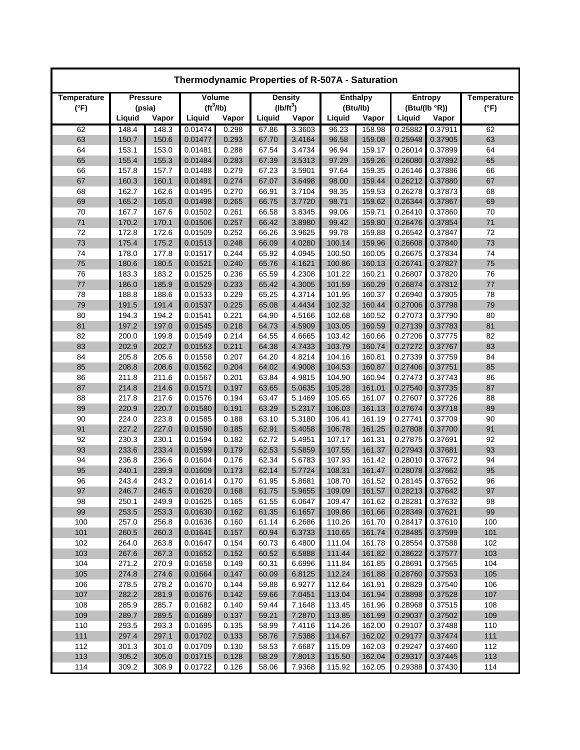# Thermodynamic Properties of R-507A - Saturation

| Temperature (°F) | Pressure (psia) | | Volume ($ft^3$/lb) | | Density ($lb/ft^3$) | | Enthalpy (Btu/lb) | | Entropy (Btu/(lb °R)) | | Temperature (°F) |
|---|---|---|---|---|---|---|---|---|---|---|---|
| | Liquid | Vapor | Liquid | Vapor | Liquid | Vapor | Liquid | Vapor | Liquid | Vapor | |
| 62 | 148.4 | 148.3 | 0.01474 | 0.298 | 67.86 | 3.3603 | 96.23 | 158.98 | 0.25882 | 0.37911 | 62 |
| 63 | 150.7 | 150.6 | 0.01477 | 0.293 | 67.70 | 3.4164 | 96.58 | 159.08 | 0.25948 | 0.37905 | 63 |
| 64 | 153.1 | 153.0 | 0.01481 | 0.288 | 67.54 | 3.4734 | 96.94 | 159.17 | 0.26014 | 0.37899 | 64 |
| 65 | 155.4 | 155.3 | 0.01484 | 0.283 | 67.39 | 3.5313 | 97.29 | 159.26 | 0.26080 | 0.37892 | 65 |
| 66 | 157.8 | 157.7 | 0.01488 | 0.279 | 67.23 | 3.5901 | 97.64 | 159.35 | 0.26146 | 0.37886 | 66 |
| 67 | 160.3 | 160.1 | 0.01491 | 0.274 | 67.07 | 3.6498 | 98.00 | 159.44 | 0.26212 | 0.37880 | 67 |
| 68 | 162.7 | 162.6 | 0.01495 | 0.270 | 66.91 | 3.7104 | 98.35 | 159.53 | 0.26278 | 0.37873 | 68 |
| 69 | 165.2 | 165.0 | 0.01498 | 0.265 | 66.75 | 3.7720 | 98.71 | 159.62 | 0.26344 | 0.37867 | 69 |
| 70 | 167.7 | 167.6 | 0.01502 | 0.261 | 66.58 | 3.8345 | 99.06 | 159.71 | 0.26410 | 0.37860 | 70 |
| 71 | 170.2 | 170.1 | 0.01506 | 0.257 | 66.42 | 3.8980 | 99.42 | 159.80 | 0.26476 | 0.37854 | 71 |
| 72 | 172.8 | 172.6 | 0.01509 | 0.252 | 66.26 | 3.9625 | 99.78 | 159.88 | 0.26542 | 0.37847 | 72 |
| 73 | 175.4 | 175.2 | 0.01513 | 0.248 | 66.09 | 4.0280 | 100.14 | 159.96 | 0.26608 | 0.37840 | 73 |
| 74 | 178.0 | 177.8 | 0.01517 | 0.244 | 65.92 | 4.0945 | 100.50 | 160.05 | 0.26675 | 0.37834 | 74 |
| 75 | 180.6 | 180.5 | 0.01521 | 0.240 | 65.76 | 4.1621 | 100.86 | 160.13 | 0.26741 | 0.37827 | 75 |
| 76 | 183.3 | 183.2 | 0.01525 | 0.236 | 65.59 | 4.2308 | 101.22 | 160.21 | 0.26807 | 0.37820 | 76 |
| 77 | 186.0 | 185.9 | 0.01529 | 0.233 | 65.42 | 4.3005 | 101.59 | 160.29 | 0.26874 | 0.37812 | 77 |
| 78 | 188.8 | 188.6 | 0.01533 | 0.229 | 65.25 | 4.3714 | 101.95 | 160.37 | 0.26940 | 0.37805 | 78 |
| 79 | 191.5 | 191.4 | 0.01537 | 0.225 | 65.08 | 4.4434 | 102.32 | 160.44 | 0.27006 | 0.37798 | 79 |
| 80 | 194.3 | 194.2 | 0.01541 | 0.221 | 64.90 | 4.5166 | 102.68 | 160.52 | 0.27073 | 0.37790 | 80 |
| 81 | 197.2 | 197.0 | 0.01545 | 0.218 | 64.73 | 4.5909 | 103.05 | 160.59 | 0.27139 | 0.37783 | 81 |
| 82 | 200.0 | 199.8 | 0.01549 | 0.214 | 64.55 | 4.6665 | 103.42 | 160.66 | 0.27206 | 0.37775 | 82 |
| 83 | 202.9 | 202.7 | 0.01553 | 0.211 | 64.38 | 4.7433 | 103.79 | 160.74 | 0.27272 | 0.37767 | 83 |
| 84 | 205.8 | 205.6 | 0.01558 | 0.207 | 64.20 | 4.8214 | 104.16 | 160.81 | 0.27339 | 0.37759 | 84 |
| 85 | 208.8 | 208.6 | 0.01562 | 0.204 | 64.02 | 4.9008 | 104.53 | 160.87 | 0.27406 | 0.37751 | 85 |
| 86 | 211.8 | 211.6 | 0.01567 | 0.201 | 63.84 | 4.9815 | 104.90 | 160.94 | 0.27473 | 0.37743 | 86 |
| 87 | 214.8 | 214.6 | 0.01571 | 0.197 | 63.65 | 5.0635 | 105.28 | 161.01 | 0.27540 | 0.37735 | 87 |
| 88 | 217.8 | 217.6 | 0.01576 | 0.194 | 63.47 | 5.1469 | 105.65 | 161.07 | 0.27607 | 0.37726 | 88 |
| 89 | 220.9 | 220.7 | 0.01580 | 0.191 | 63.29 | 5.2317 | 106.03 | 161.13 | 0.27674 | 0.37718 | 89 |
| 90 | 224.0 | 223.8 | 0.01585 | 0.188 | 63.10 | 5.3180 | 106.41 | 161.19 | 0.27741 | 0.37709 | 90 |
| 91 | 227.2 | 227.0 | 0.01590 | 0.185 | 62.91 | 5.4058 | 106.78 | 161.25 | 0.27808 | 0.37700 | 91 |
| 92 | 230.3 | 230.1 | 0.01594 | 0.182 | 62.72 | 5.4951 | 107.17 | 161.31 | 0.27875 | 0.37691 | 92 |
| 93 | 233.6 | 233.4 | 0.01599 | 0.179 | 62.53 | 5.5859 | 107.55 | 161.37 | 0.27943 | 0.37681 | 93 |
| 94 | 236.8 | 236.6 | 0.01604 | 0.176 | 62.34 | 5.6783 | 107.93 | 161.42 | 0.28010 | 0.37672 | 94 |
| 95 | 240.1 | 239.9 | 0.01609 | 0.173 | 62.14 | 5.7724 | 108.31 | 161.47 | 0.28078 | 0.37662 | 95 |
| 96 | 243.4 | 243.2 | 0.01614 | 0.170 | 61.95 | 5.8681 | 108.70 | 161.52 | 0.28145 | 0.37652 | 96 |
| 97 | 246.7 | 246.5 | 0.01620 | 0.168 | 61.75 | 5.9655 | 109.09 | 161.57 | 0.28213 | 0.37642 | 97 |
| 98 | 250.1 | 249.9 | 0.01625 | 0.165 | 61.55 | 6.0647 | 109.47 | 161.62 | 0.28281 | 0.37632 | 98 |
| 99 | 253.5 | 253.3 | 0.01630 | 0.162 | 61.35 | 6.1657 | 109.86 | 161.66 | 0.28349 | 0.37621 | 99 |
| 100 | 257.0 | 256.8 | 0.01636 | 0.160 | 61.14 | 6.2686 | 110.26 | 161.70 | 0.28417 | 0.37610 | 100 |
| 101 | 260.5 | 260.3 | 0.01641 | 0.157 | 60.94 | 6.3733 | 110.65 | 161.74 | 0.28485 | 0.37599 | 101 |
| 102 | 264.0 | 263.8 | 0.01647 | 0.154 | 60.73 | 6.4800 | 111.04 | 161.78 | 0.28554 | 0.37588 | 102 |
| 103 | 267.6 | 267.3 | 0.01652 | 0.152 | 60.52 | 6.5888 | 111.44 | 161.82 | 0.28622 | 0.37577 | 103 |
| 104 | 271.2 | 270.9 | 0.01658 | 0.149 | 60.31 | 6.6996 | 111.84 | 161.85 | 0.28691 | 0.37565 | 104 |
| 105 | 274.8 | 274.6 | 0.01664 | 0.147 | 60.09 | 6.8125 | 112.24 | 161.88 | 0.28760 | 0.37553 | 105 |
| 106 | 278.5 | 278.2 | 0.01670 | 0.144 | 59.88 | 6.9277 | 112.64 | 161.91 | 0.28829 | 0.37540 | 106 |
| 107 | 282.2 | 281.9 | 0.01676 | 0.142 | 59.66 | 7.0451 | 113.04 | 161.94 | 0.28898 | 0.37528 | 107 |
| 108 | 285.9 | 285.7 | 0.01682 | 0.140 | 59.44 | 7.1648 | 113.45 | 161.96 | 0.28968 | 0.37515 | 108 |
| 109 | 289.7 | 289.5 | 0.01689 | 0.137 | 59.21 | 7.2870 | 113.85 | 161.99 | 0.29037 | 0.37502 | 109 |
| 110 | 293.5 | 293.3 | 0.01695 | 0.135 | 58.99 | 7.4116 | 114.26 | 162.00 | 0.29107 | 0.37488 | 110 |
| 111 | 297.4 | 297.1 | 0.01702 | 0.133 | 58.76 | 7.5388 | 114.67 | 162.02 | 0.29177 | 0.37474 | 111 |
| 112 | 301.3 | 301.0 | 0.01709 | 0.130 | 58.53 | 7.6687 | 115.09 | 162.03 | 0.29247 | 0.37460 | 112 |
| 113 | 305.2 | 305.0 | 0.01715 | 0.128 | 58.29 | 7.8013 | 115.50 | 162.04 | 0.29317 | 0.37445 | 113 |
| 114 | 309.2 | 308.9 | 0.01722 | 0.126 | 58.06 | 7.9368 | 115.92 | 162.05 | 0.29388 | 0.37430 | 114 |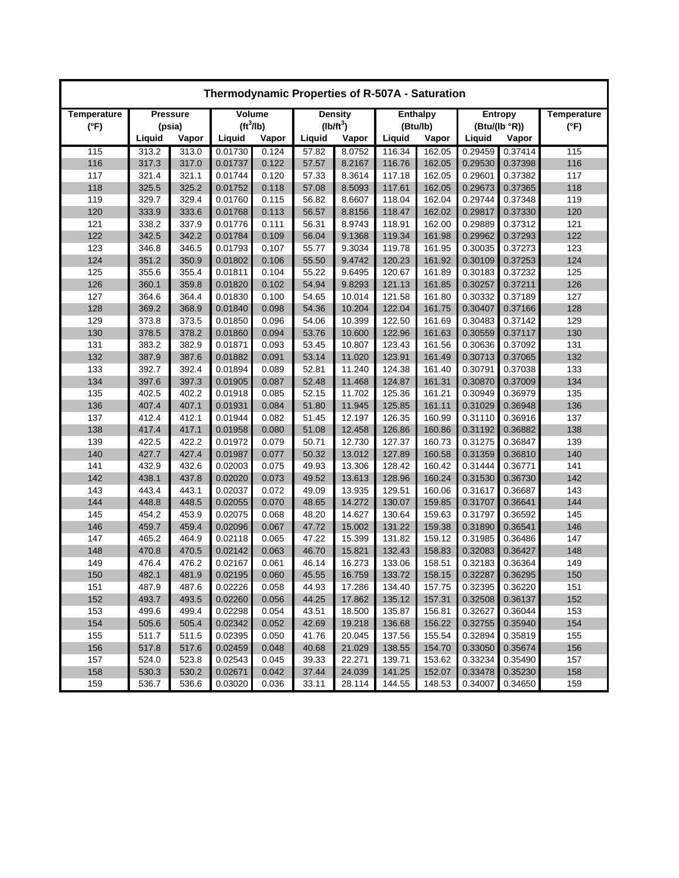| Thermodynamic Properties of R-507A - Saturation | | | | | | | | | | | |
|---|---|---|---|---|---|---|---|---|---|---|---|
| Temperature (°F) | Pressure (psia) | | Volume ($ft^3/lb$) | | Density ($lb/ft^3$) | | Enthalpy (Btu/lb) | | Entropy (Btu/(lb °R)) | | Temperature (°F) |
| | Liquid | Vapor | Liquid | Vapor | Liquid | Vapor | Liquid | Vapor | Liquid | Vapor | |
| 115 | 313.2 | 313.0 | 0.01730 | 0.124 | 57.82 | 8.0752 | 116.34 | 162.05 | 0.29459 | 0.37414 | 115 |
| 116 | 317.3 | 317.0 | 0.01737 | 0.122 | 57.57 | 8.2167 | 116.76 | 162.05 | 0.29530 | 0.37398 | 116 |
| 117 | 321.4 | 321.1 | 0.01744 | 0.120 | 57.33 | 8.3614 | 117.18 | 162.05 | 0.29601 | 0.37382 | 117 |
| 118 | 325.5 | 325.2 | 0.01752 | 0.118 | 57.08 | 8.5093 | 117.61 | 162.05 | 0.29673 | 0.37365 | 118 |
| 119 | 329.7 | 329.4 | 0.01760 | 0.115 | 56.82 | 8.6607 | 118.04 | 162.04 | 0.29744 | 0.37348 | 119 |
| 120 | 333.9 | 333.6 | 0.01768 | 0.113 | 56.57 | 8.8156 | 118.47 | 162.02 | 0.29817 | 0.37330 | 120 |
| 121 | 338.2 | 337.9 | 0.01776 | 0.111 | 56.31 | 8.9743 | 118.91 | 162.00 | 0.29889 | 0.37312 | 121 |
| 122 | 342.5 | 342.2 | 0.01784 | 0.109 | 56.04 | 9.1368 | 119.34 | 161.98 | 0.29962 | 0.37293 | 122 |
| 123 | 346.8 | 346.5 | 0.01793 | 0.107 | 55.77 | 9.3034 | 119.78 | 161.95 | 0.30035 | 0.37273 | 123 |
| 124 | 351.2 | 350.9 | 0.01802 | 0.106 | 55.50 | 9.4742 | 120.23 | 161.92 | 0.30109 | 0.37253 | 124 |
| 125 | 355.6 | 355.4 | 0.01811 | 0.104 | 55.22 | 9.6495 | 120.67 | 161.89 | 0.30183 | 0.37232 | 125 |
| 126 | 360.1 | 359.8 | 0.01820 | 0.102 | 54.94 | 9.8293 | 121.13 | 161.85 | 0.30257 | 0.37211 | 126 |
| 127 | 364.6 | 364.4 | 0.01830 | 0.100 | 54.65 | 10.014 | 121.58 | 161.80 | 0.30332 | 0.37189 | 127 |
| 128 | 369.2 | 368.9 | 0.01840 | 0.098 | 54.36 | 10.204 | 122.04 | 161.75 | 0.30407 | 0.37166 | 128 |
| 129 | 373.8 | 373.5 | 0.01850 | 0.096 | 54.06 | 10.399 | 122.50 | 161.69 | 0.30483 | 0.37142 | 129 |
| 130 | 378.5 | 378.2 | 0.01860 | 0.094 | 53.76 | 10.600 | 122.96 | 161.63 | 0.30559 | 0.37117 | 130 |
| 131 | 383.2 | 382.9 | 0.01871 | 0.093 | 53.45 | 10.807 | 123.43 | 161.56 | 0.30636 | 0.37092 | 131 |
| 132 | 387.9 | 387.6 | 0.01882 | 0.091 | 53.14 | 11.020 | 123.91 | 161.49 | 0.30713 | 0.37065 | 132 |
| 133 | 392.7 | 392.4 | 0.01894 | 0.089 | 52.81 | 11.240 | 124.38 | 161.40 | 0.30791 | 0.37038 | 133 |
| 134 | 397.6 | 397.3 | 0.01905 | 0.087 | 52.48 | 11.468 | 124.87 | 161.31 | 0.30870 | 0.37009 | 134 |
| 135 | 402.5 | 402.2 | 0.01918 | 0.085 | 52.15 | 11.702 | 125.36 | 161.21 | 0.30949 | 0.36979 | 135 |
| 136 | 407.4 | 407.1 | 0.01931 | 0.084 | 51.80 | 11.945 | 125.85 | 161.11 | 0.31029 | 0.36948 | 136 |
| 137 | 412.4 | 412.1 | 0.01944 | 0.082 | 51.45 | 12.197 | 126.35 | 160.99 | 0.31110 | 0.36916 | 137 |
| 138 | 417.4 | 417.1 | 0.01958 | 0.080 | 51.08 | 12.458 | 126.86 | 160.86 | 0.31192 | 0.36882 | 138 |
| 139 | 422.5 | 422.2 | 0.01972 | 0.079 | 50.71 | 12.730 | 127.37 | 160.73 | 0.31275 | 0.36847 | 139 |
| 140 | 427.7 | 427.4 | 0.01987 | 0.077 | 50.32 | 13.012 | 127.89 | 160.58 | 0.31359 | 0.36810 | 140 |
| 141 | 432.9 | 432.6 | 0.02003 | 0.075 | 49.93 | 13.306 | 128.42 | 160.42 | 0.31444 | 0.36771 | 141 |
| 142 | 438.1 | 437.8 | 0.02020 | 0.073 | 49.52 | 13.613 | 128.96 | 160.24 | 0.31530 | 0.36730 | 142 |
| 143 | 443.4 | 443.1 | 0.02037 | 0.072 | 49.09 | 13.935 | 129.51 | 160.06 | 0.31617 | 0.36687 | 143 |
| 144 | 448.8 | 448.5 | 0.02055 | 0.070 | 48.65 | 14.272 | 130.07 | 159.85 | 0.31707 | 0.36641 | 144 |
| 145 | 454.2 | 453.9 | 0.02075 | 0.068 | 48.20 | 14.627 | 130.64 | 159.63 | 0.31797 | 0.36592 | 145 |
| 146 | 459.7 | 459.4 | 0.02096 | 0.067 | 47.72 | 15.002 | 131.22 | 159.38 | 0.31890 | 0.36541 | 146 |
| 147 | 465.2 | 464.9 | 0.02118 | 0.065 | 47.22 | 15.399 | 131.82 | 159.12 | 0.31985 | 0.36486 | 147 |
| 148 | 470.8 | 470.5 | 0.02142 | 0.063 | 46.70 | 15.821 | 132.43 | 158.83 | 0.32083 | 0.36427 | 148 |
| 149 | 476.4 | 476.2 | 0.02167 | 0.061 | 46.14 | 16.273 | 133.06 | 158.51 | 0.32183 | 0.36364 | 149 |
| 150 | 482.1 | 481.9 | 0.02195 | 0.060 | 45.55 | 16.759 | 133.72 | 158.15 | 0.32287 | 0.36295 | 150 |
| 151 | 487.9 | 487.6 | 0.02226 | 0.058 | 44.93 | 17.286 | 134.40 | 157.75 | 0.32395 | 0.36220 | 151 |
| 152 | 493.7 | 493.5 | 0.02260 | 0.056 | 44.25 | 17.862 | 135.12 | 157.31 | 0.32508 | 0.36137 | 152 |
| 153 | 499.6 | 499.4 | 0.02298 | 0.054 | 43.51 | 18.500 | 135.87 | 156.81 | 0.32627 | 0.36044 | 153 |
| 154 | 505.6 | 505.4 | 0.02342 | 0.052 | 42.69 | 19.218 | 136.68 | 156.22 | 0.32755 | 0.35940 | 154 |
| 155 | 511.7 | 511.5 | 0.02395 | 0.050 | 41.76 | 20.045 | 137.56 | 155.54 | 0.32894 | 0.35819 | 155 |
| 156 | 517.8 | 517.6 | 0.02459 | 0.048 | 40.68 | 21.029 | 138.55 | 154.70 | 0.33050 | 0.35674 | 156 |
| 157 | 524.0 | 523.8 | 0.02543 | 0.045 | 39.33 | 22.271 | 139.71 | 153.62 | 0.33234 | 0.35490 | 157 |
| 158 | 530.3 | 530.2 | 0.02671 | 0.042 | 37.44 | 24.039 | 141.25 | 152.07 | 0.33478 | 0.35230 | 158 |
| 159 | 536.7 | 536.6 | 0.03020 | 0.036 | 33.11 | 28.114 | 144.55 | 148.53 | 0.34007 | 0.34650 | 159 |